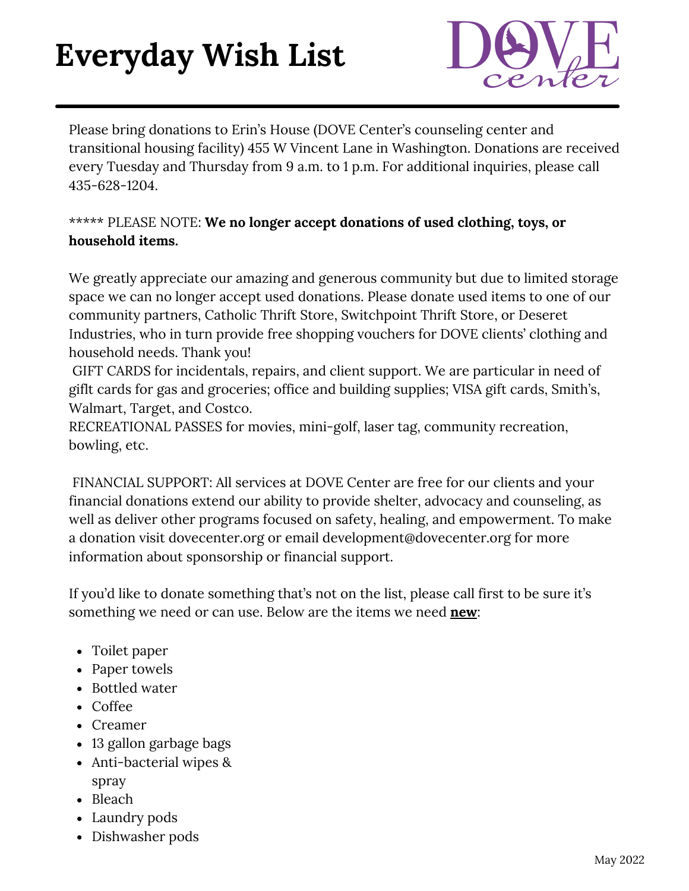# Everyday Wish List

DOVE center

Please bring donations to Erin's House (DOVE Center's counseling center and transitional housing facility) 455 W Vincent Lane in Washington. Donations are received every Tuesday and Thursday from 9 a.m. to 1 p.m. For additional inquiries, please call 435-628-1204.

***** PLEASE NOTE: **We no longer accept donations of used clothing, toys, or household items.**

We greatly appreciate our amazing and generous community but due to limited storage space we can no longer accept used donations. Please donate used items to one of our community partners, Catholic Thrift Store, Switchpoint Thrift Store, or Deseret Industries, who in turn provide free shopping vouchers for DOVE clients' clothing and household needs. Thank you!

GIFT CARDS for incidentals, repairs, and client support. We are particular in need of giflt cards for gas and groceries; office and building supplies; VISA gift cards, Smith's, Walmart, Target, and Costco.

RECREATIONAL PASSES for movies, mini-golf, laser tag, community recreation, bowling, etc.

FINANCIAL SUPPORT: All services at DOVE Center are free for our clients and your financial donations extend our ability to provide shelter, advocacy and counseling, as well as deliver other programs focused on safety, healing, and empowerment. To make a donation visit dovecenter.org or email development@dovecenter.org for more information about sponsorship or financial support.

If you'd like to donate something that's not on the list, please call first to be sure it's something we need or can use. Below are the items we need **new**:

- Toilet paper
- Paper towels
- Bottled water
- Coffee
- Creamer
- 13 gallon garbage bags
- Anti-bacterial wipes & spray
- Bleach
- Laundry pods
- Dishwasher pods

May 2022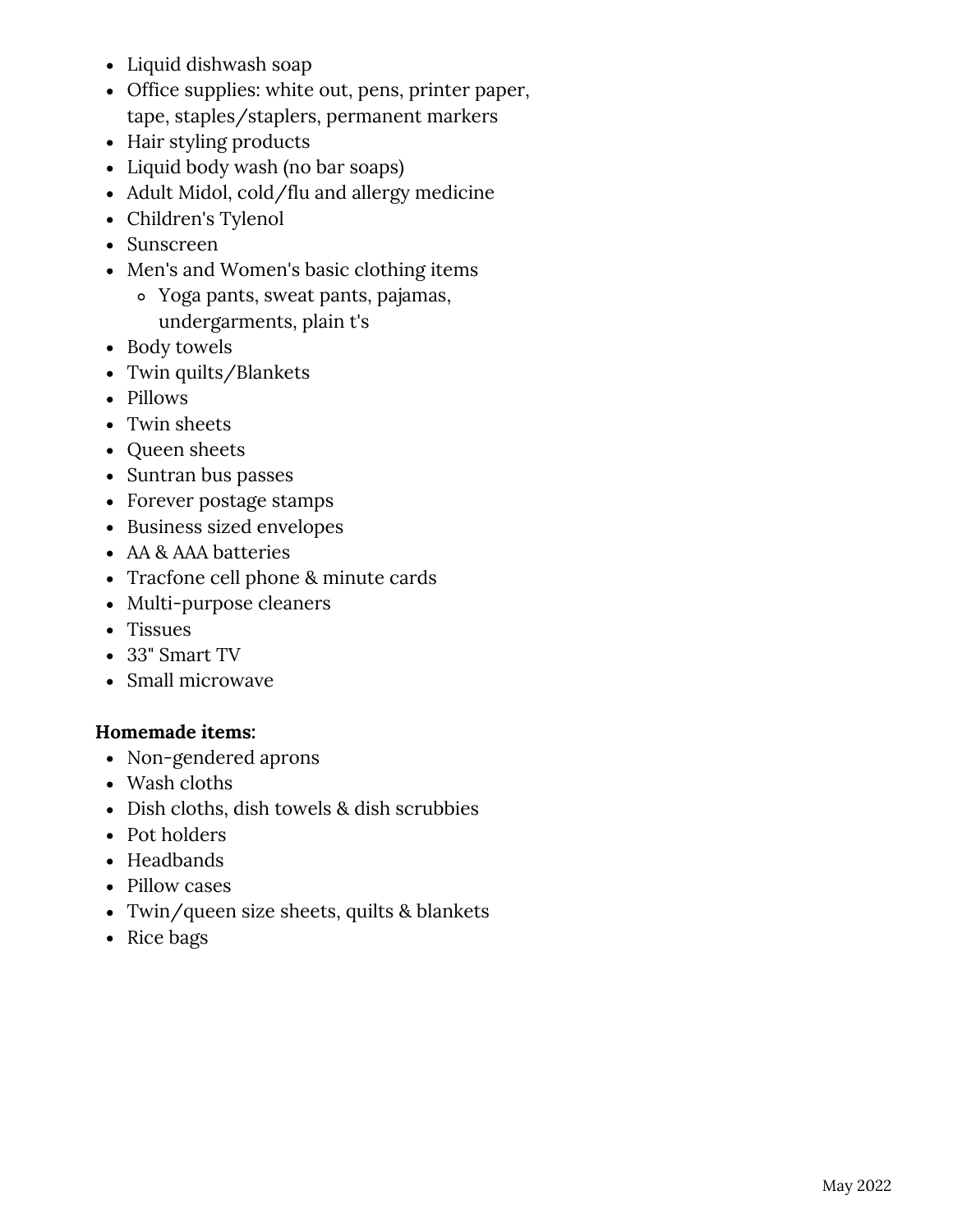- Liquid dishwash soap
- Office supplies: white out, pens, printer paper, tape, staples/staplers, permanent markers
- Hair styling products
- Liquid body wash (no bar soaps)
- Adult Midol, cold/flu and allergy medicine
- Children's Tylenol
- Sunscreen
- Men's and Women's basic clothing items
  - Yoga pants, sweat pants, pajamas, undergarments, plain t's
- Body towels
- Twin quilts/Blankets
- Pillows
- Twin sheets
- Queen sheets
- Suntran bus passes
- Forever postage stamps
- Business sized envelopes
- AA & AAA batteries
- Tracfone cell phone & minute cards
- Multi-purpose cleaners
- Tissues
- 33" Smart TV
- Small microwave

**Homemade items:**

- Non-gendered aprons
- Wash cloths
- Dish cloths, dish towels & dish scrubbies
- Pot holders
- Headbands
- Pillow cases
- Twin/queen size sheets, quilts & blankets
- Rice bags

May 2022